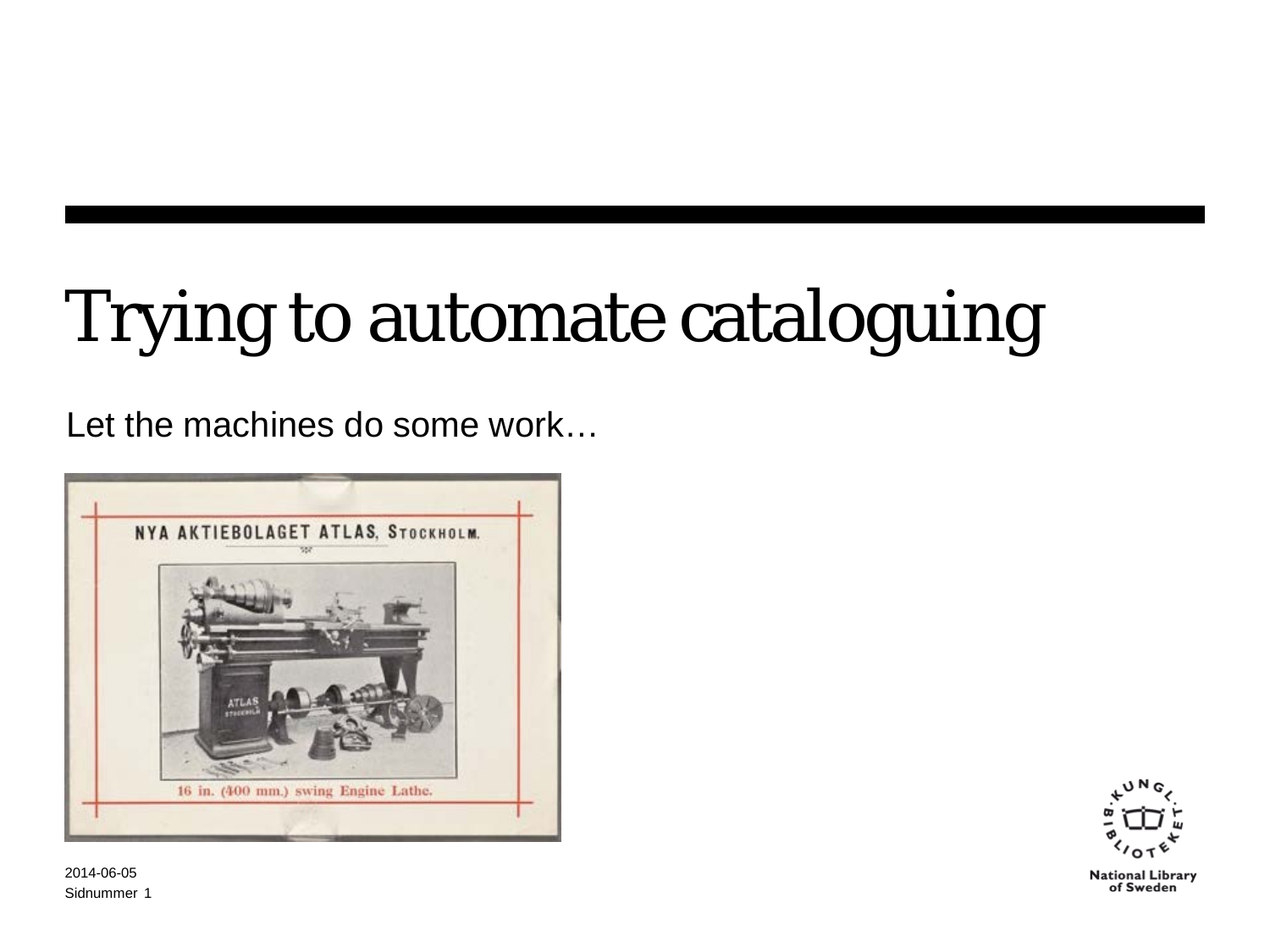# Trying to automate cataloguing

Let the machines do some work…

2014-06-05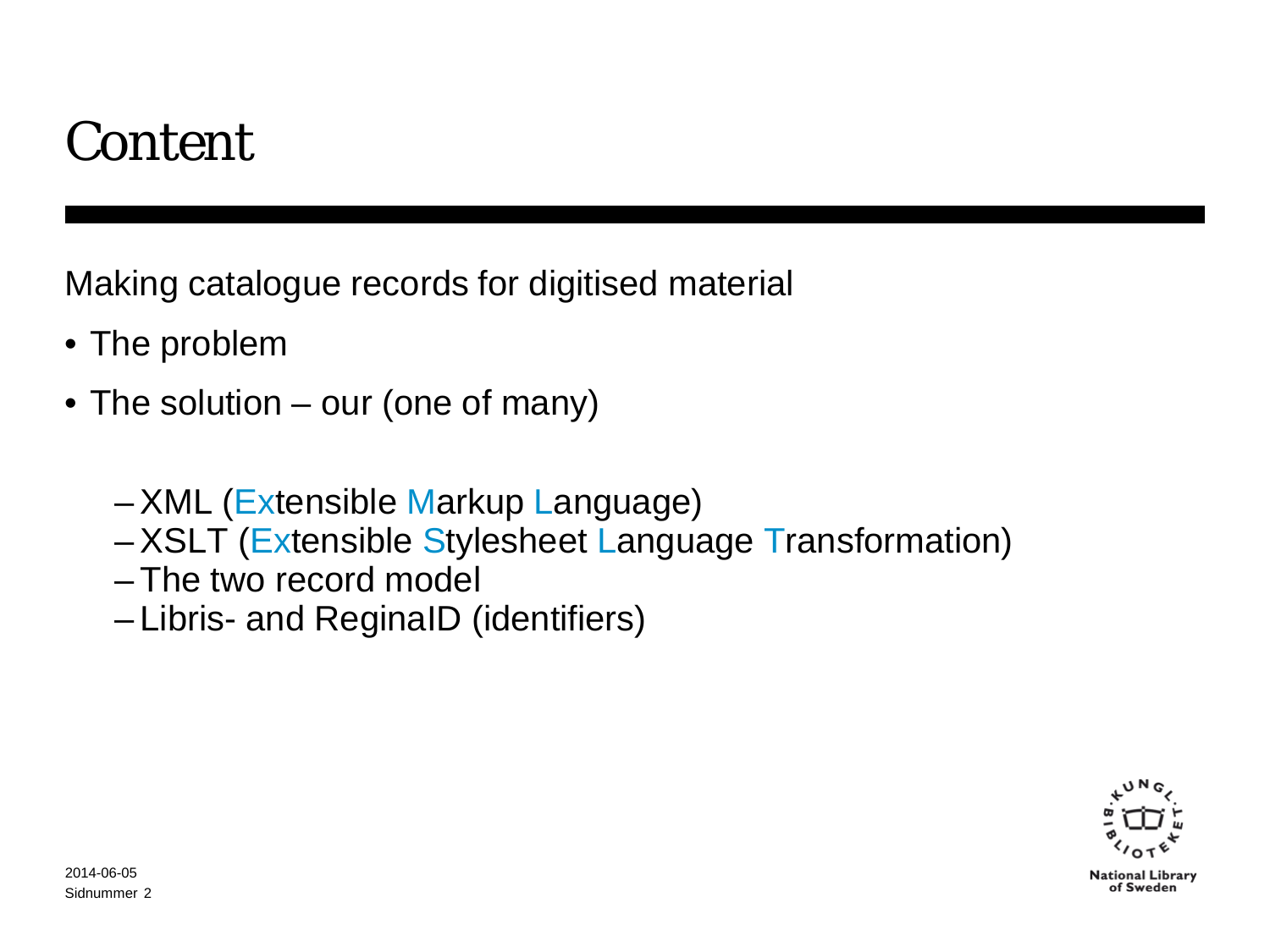# Content

Making catalogue records for digitised material

- The problem
- The solution – our (one of many)
  - XML (Extensible Markup Language)
  - XSLT (Extensible Stylesheet Language Transformation)
  - The two record model
  - Libris- and ReginaID (identifiers)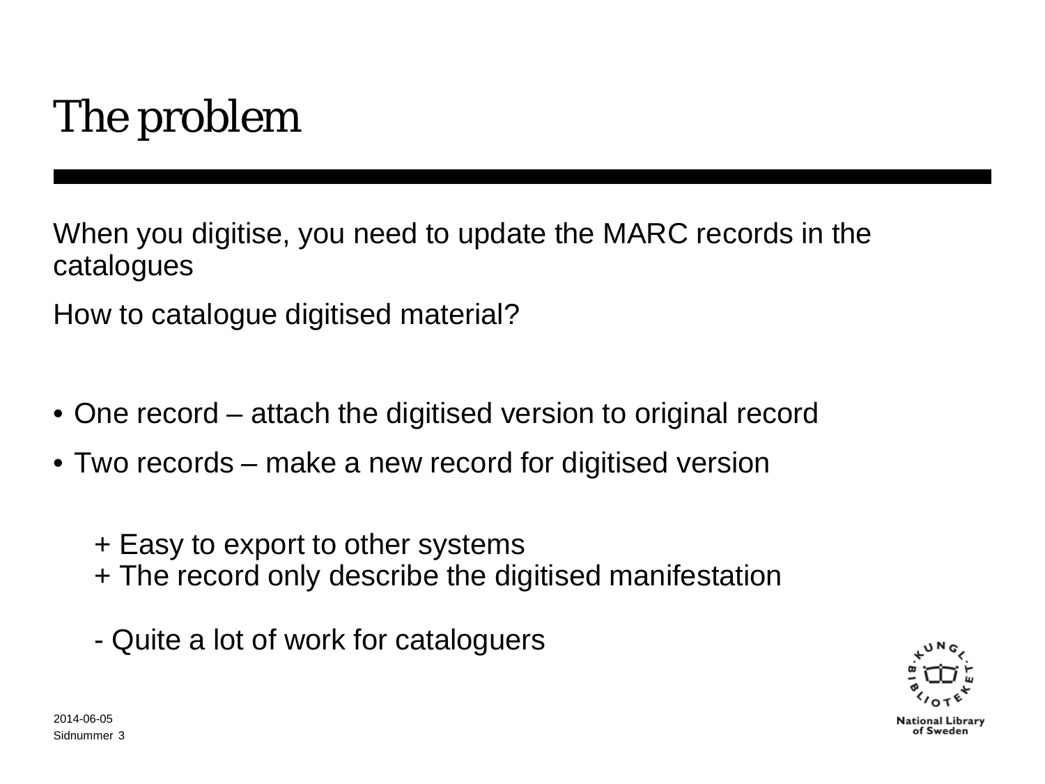# The problem

When you digitise, you need to update the MARC records in the catalogues

How to catalogue digitised material?

- One record – attach the digitised version to original record
- Two records – make a new record for digitised version

  + Easy to export to other systems
  + The record only describe the digitised manifestation

  - Quite a lot of work for cataloguers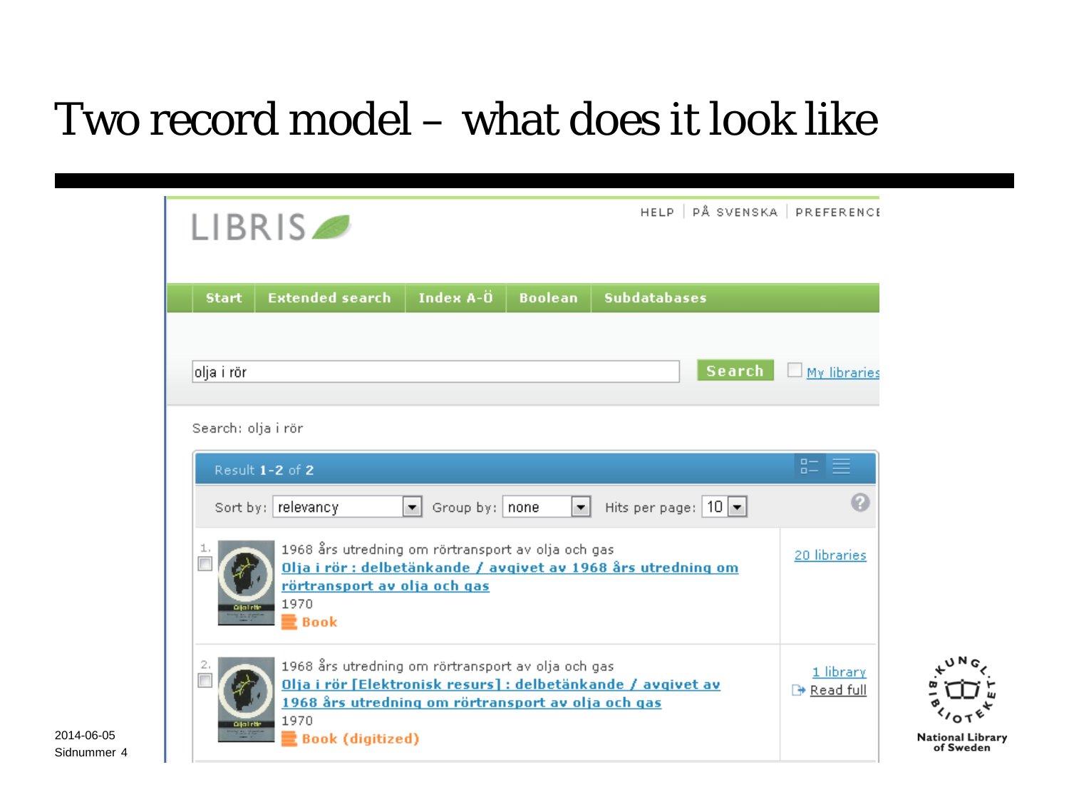# Two record model – what does it look like

LIBRIS

HELP | PÅ SVENSKA | PREFERENCE

Start | Extended search | Index A-Ö | Boolean | Subdatabases

olja i rör — Search — My libraries

Search: olja i rör

Result 1-2 of 2

Sort by: relevancy — Group by: none — Hits per page: 10

1. 1968 års utredning om rörtransport av olja och gas
   Olja i rör : delbetänkande / avgivet av 1968 års utredning om rörtransport av olja och gas
   1970
   Book
   20 libraries

2. 1968 års utredning om rörtransport av olja och gas
   Olja i rör [Elektronisk resurs] : delbetänkande / avgivet av 1968 års utredning om rörtransport av olja och gas
   1970
   Book (digitized)
   1 library
   Read full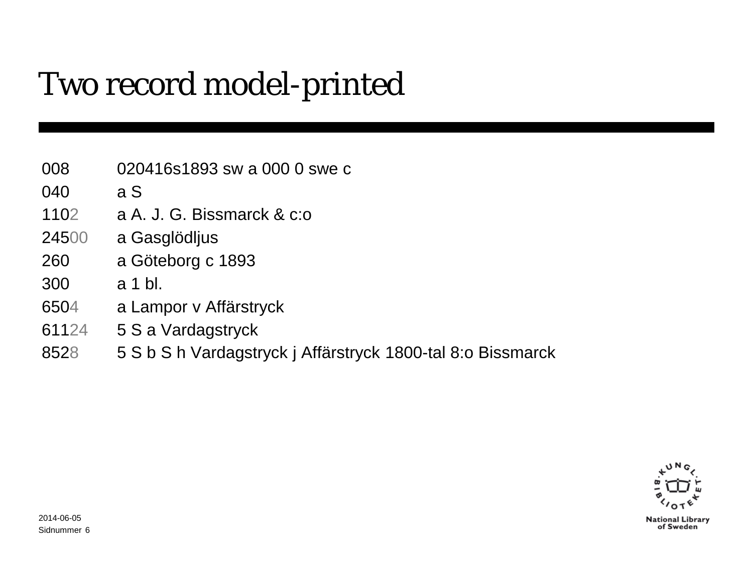# Two record model-printed

| | |
|---|---|
| 008 | 020416s1893 sw a 000 0 swe c |
| 040 | a S |
| 1102 | a A. J. G. Bissmarck & c:o |
| 24500 | a Gasglödljus |
| 260 | a Göteborg c 1893 |
| 300 | a 1 bl. |
| 6504 | a Lampor v Affärstryck |
| 61124 | 5 S a Vardagstryck |
| 8528 | 5 S b S h Vardagstryck j Affärstryck 1800-tal 8:o Bissmarck |

2014-06-05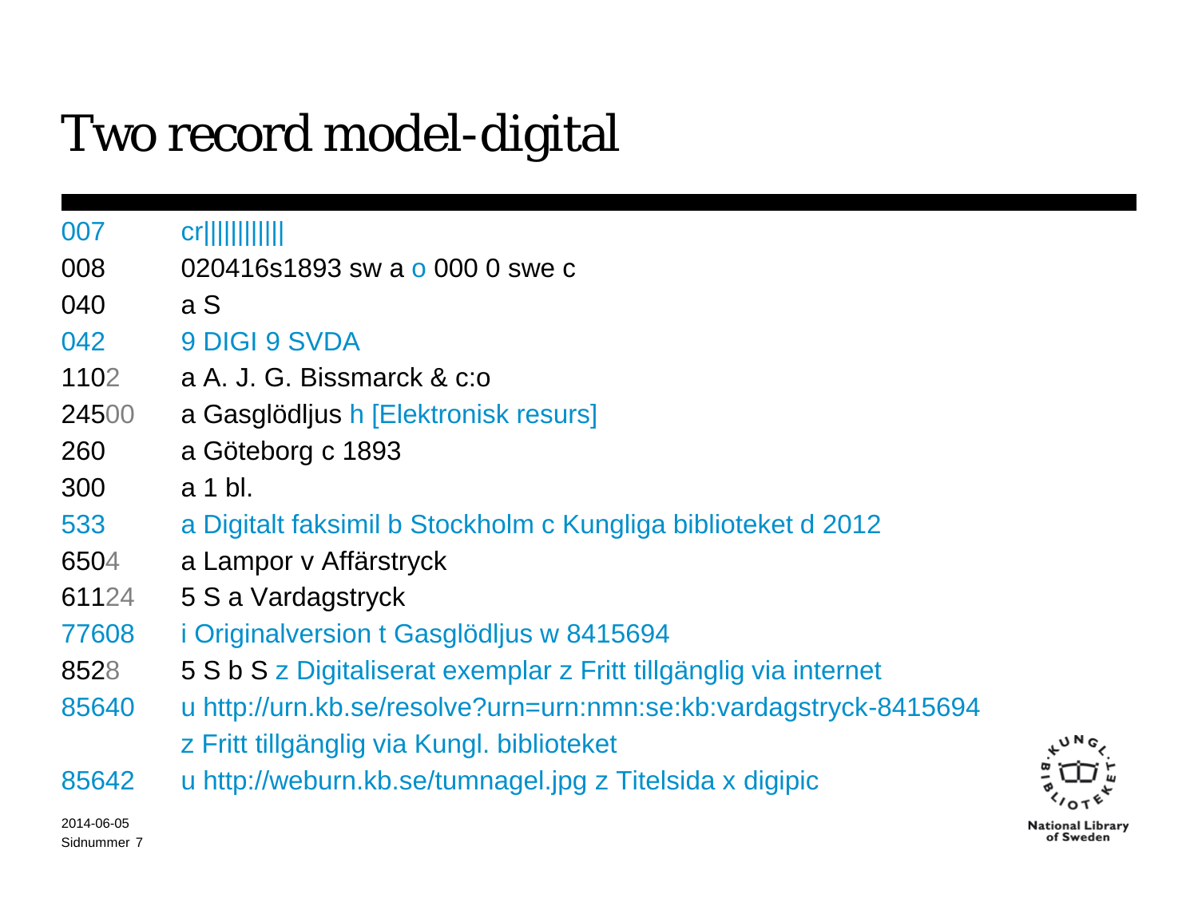# Two record model-digital

| | |
|---|---|
| 007 | cr\|\|\|\|\|\|\|\|\|\|\| |
| 008 | 020416s1893 sw a o 000 0 swe c |
| 040 | a S |
| 042 | 9 DIGI 9 SVDA |
| 1102 | a A. J. G. Bissmarck & c:o |
| 24500 | a Gasglödljus h [Elektronisk resurs] |
| 260 | a Göteborg c 1893 |
| 300 | a 1 bl. |
| 533 | a Digitalt faksimil b Stockholm c Kungliga biblioteket d 2012 |
| 6504 | a Lampor v Affärstryck |
| 61124 | 5 S a Vardagstryck |
| 77608 | i Originalversion t Gasglödljus w 8415694 |
| 8528 | 5 S b S z Digitaliserat exemplar z Fritt tillgänglig via internet |
| 85640 | u http://urn.kb.se/resolve?urn=urn:nmn:se:kb:vardagstryck-8415694 z Fritt tillgänglig via Kungl. biblioteket |
| 85642 | u http://weburn.kb.se/tumnagel.jpg z Titelsida x digipic |

2014-06-05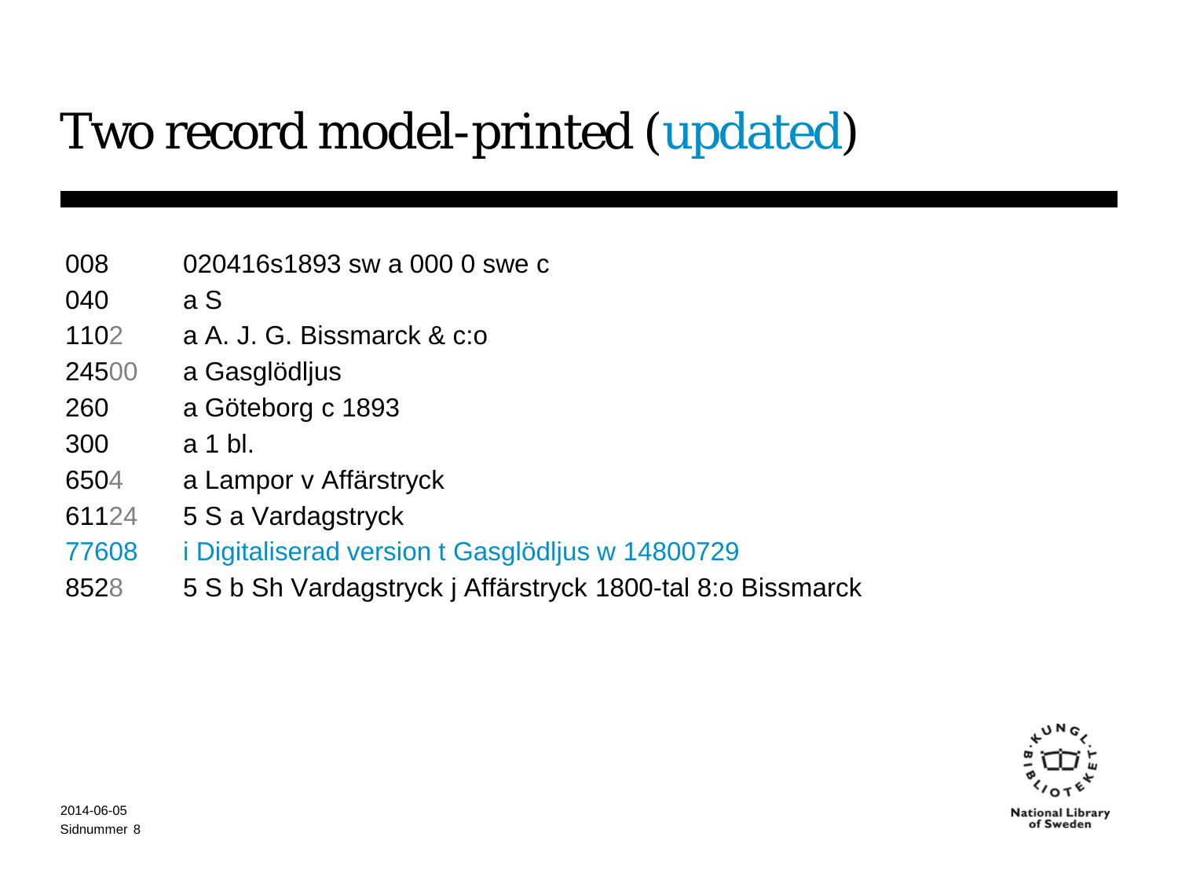# Two record model-printed (updated)

| | |
|---|---|
| 008 | 020416s1893 sw a 000 0 swe c |
| 040 | a S |
| 1102 | a A. J. G. Bissmarck & c:o |
| 24500 | a Gasglödljus |
| 260 | a Göteborg c 1893 |
| 300 | a 1 bl. |
| 6504 | a Lampor v Affärstryck |
| 61124 | 5 S a Vardagstryck |
| 77608 | i Digitaliserad version t Gasglödljus w 14800729 |
| 8528 | 5 S b Sh Vardagstryck j Affärstryck 1800-tal 8:o Bissmarck |

2014-06-05
Sidnummer 8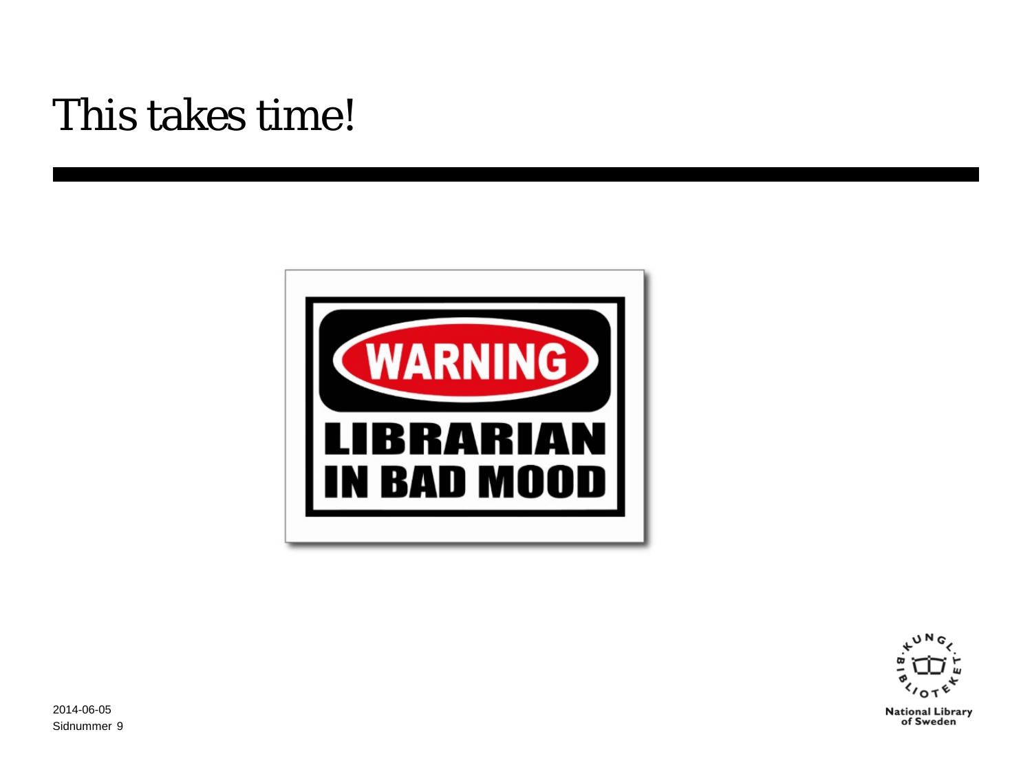# This takes time!

WARNING

LIBRARIAN IN BAD MOOD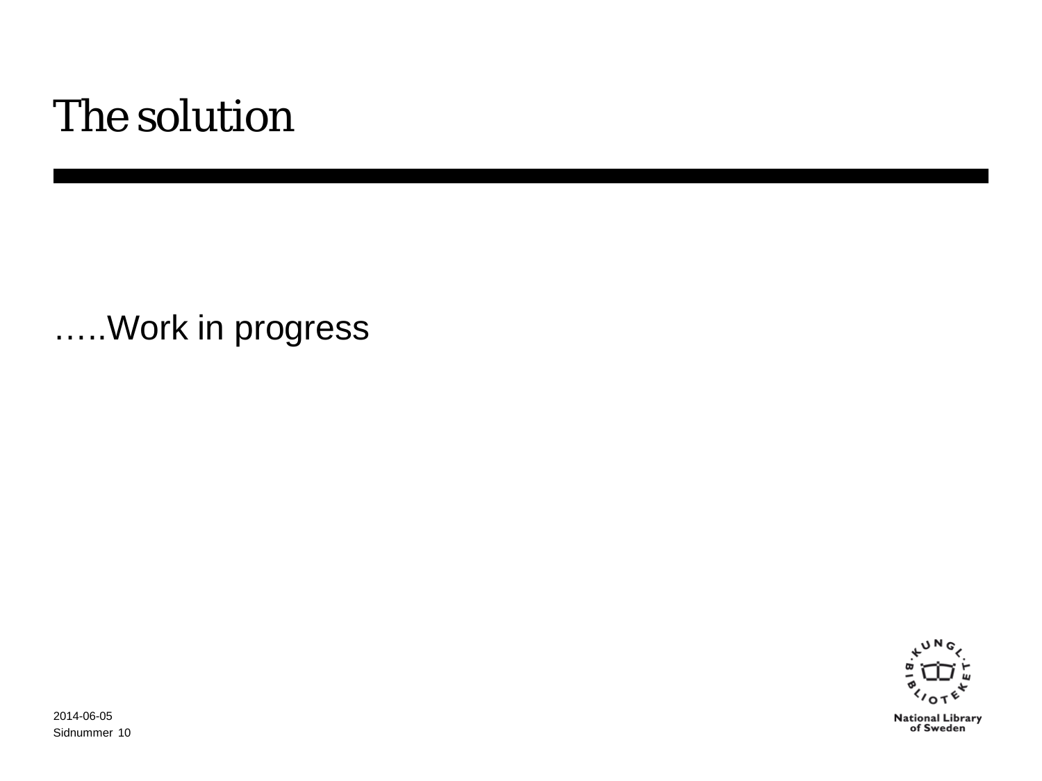# The solution

…..Work in progress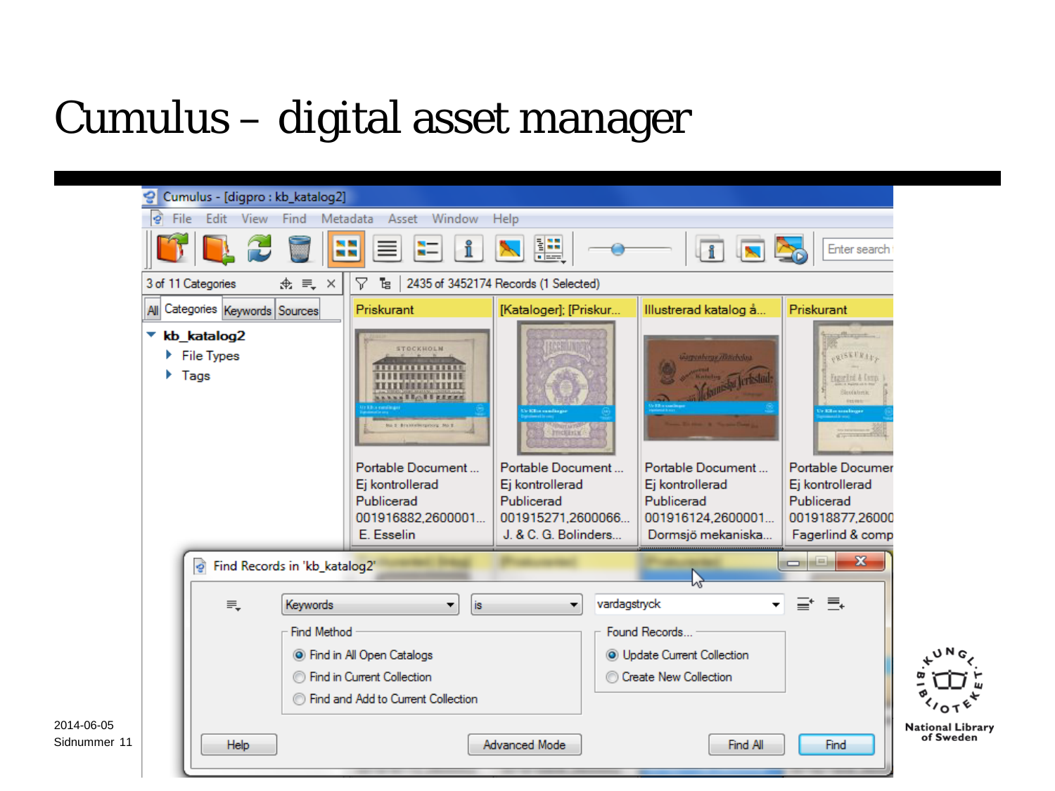# Cumulus – digital asset manager

Cumulus - [digpro : kb_katalog2]

File Edit View Find Metadata Asset Window Help

3 of 11 Categories

All | Categories | Keywords | Sources

- kb_katalog2
  - File Types
  - Tags

2435 of 3452174 Records (1 Selected)

| Priskurant | [Kataloger]; [Priskur... | Illustrerad katalog å... | Priskurant |
|---|---|---|---|
| Portable Document ... | Portable Document ... | Portable Document ... | Portable Documen |
| Ej kontrollerad | Ej kontrollerad | Ej kontrollerad | Ej kontrollerad |
| Publicerad | Publicerad | Publicerad | Publicerad |
| 001916882,2600001... | 001915271,2600066... | 001916124,2600001... | 001918877,26000 |
| E. Esselin | J. & C. G. Bolinders... | Dormsjö mekaniska... | Fagerlind & comp |

Find Records in 'kb_katalog2'

Keywords | is | vardagstryck

Find Method
- Find in All Open Catalogs
- Find in Current Collection
- Find and Add to Current Collection

Found Records...
- Update Current Collection
- Create New Collection

Help | Advanced Mode | Find All | Find

2014-06-05

National Library of Sweden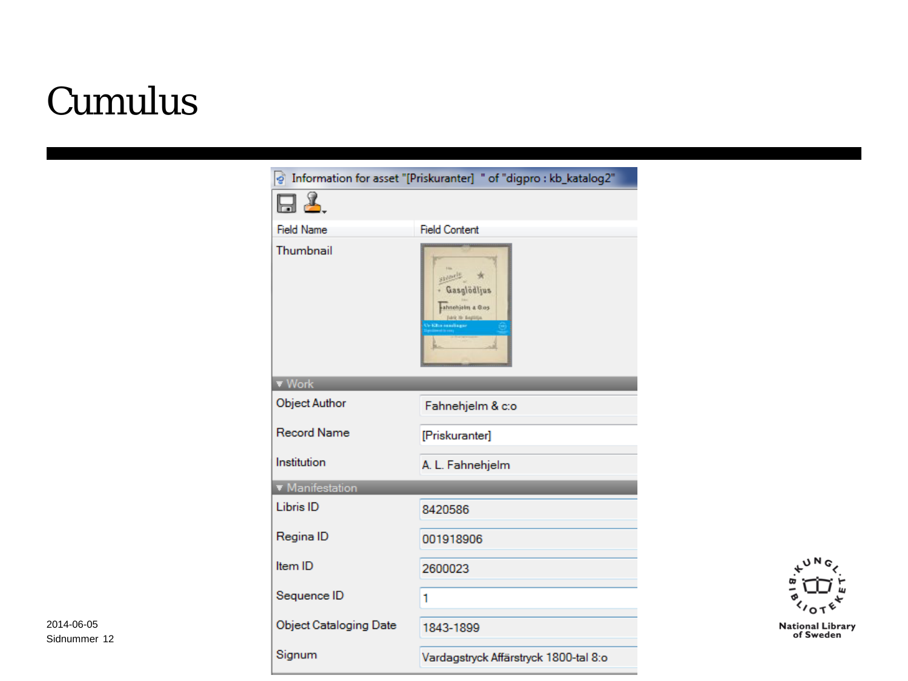# Cumulus

Information for asset "[Priskuranter] " of "digpro : kb_katalog2"

| Field Name | Field Content |
| --- | --- |
| Thumbnail | |
| **▼ Work** | |
| Object Author | Fahnehjelm & c:o |
| Record Name | [Priskuranter] |
| Institution | A. L. Fahnehjelm |
| **▼ Manifestation** | |
| Libris ID | 8420586 |
| Regina ID | 001918906 |
| Item ID | 2600023 |
| Sequence ID | 1 |
| Object Cataloging Date | 1843-1899 |
| Signum | Vardagstryck Affärstryck 1800-tal 8:o |

2014-06-05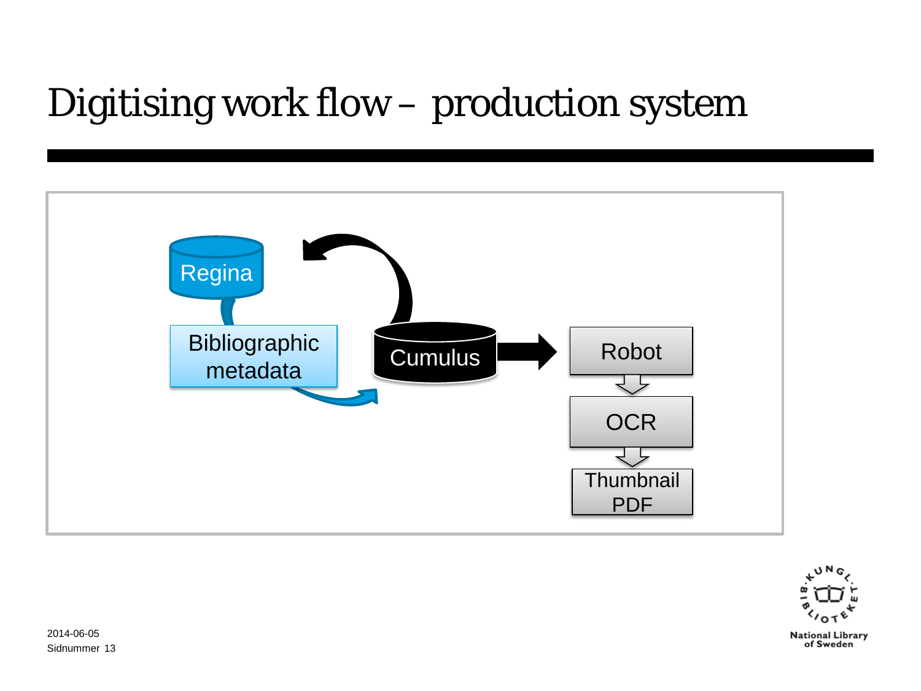# Digitising work flow – production system

Regina

Bibliographic metadata

Cumulus

Robot

OCR

Thumbnail PDF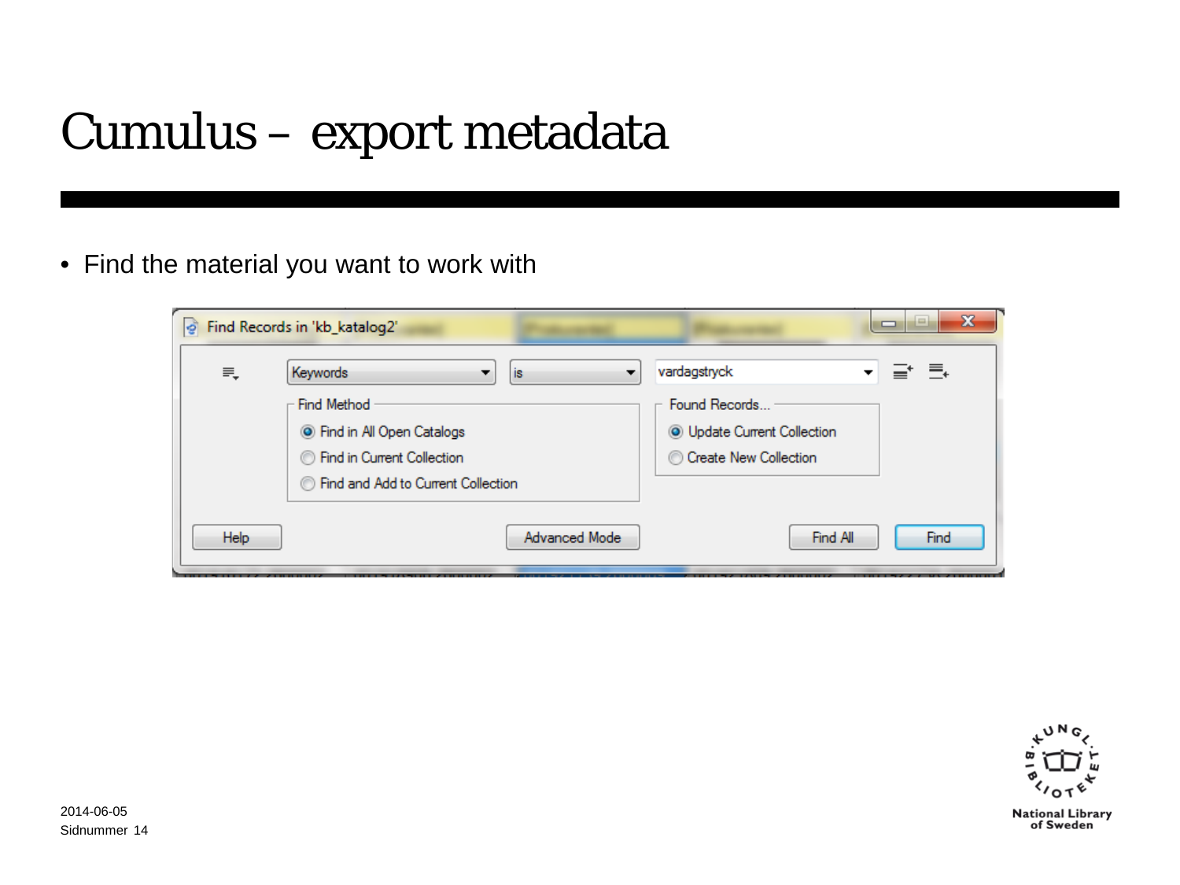# Cumulus – export metadata

- Find the material you want to work with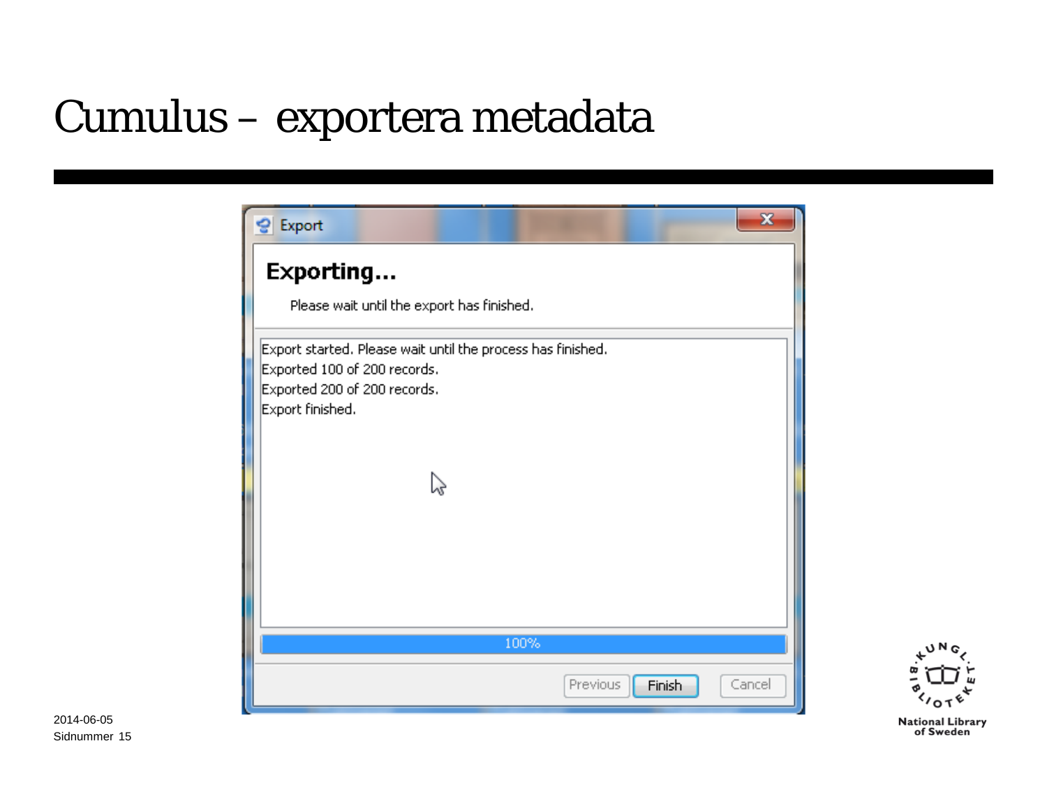# Cumulus – exportera metadata

**Export**

**Exporting...**

Please wait until the export has finished.

Export started. Please wait until the process has finished.
Exported 100 of 200 records.
Exported 200 of 200 records.
Export finished.

100%

Previous | Finish | Cancel

2014-06-05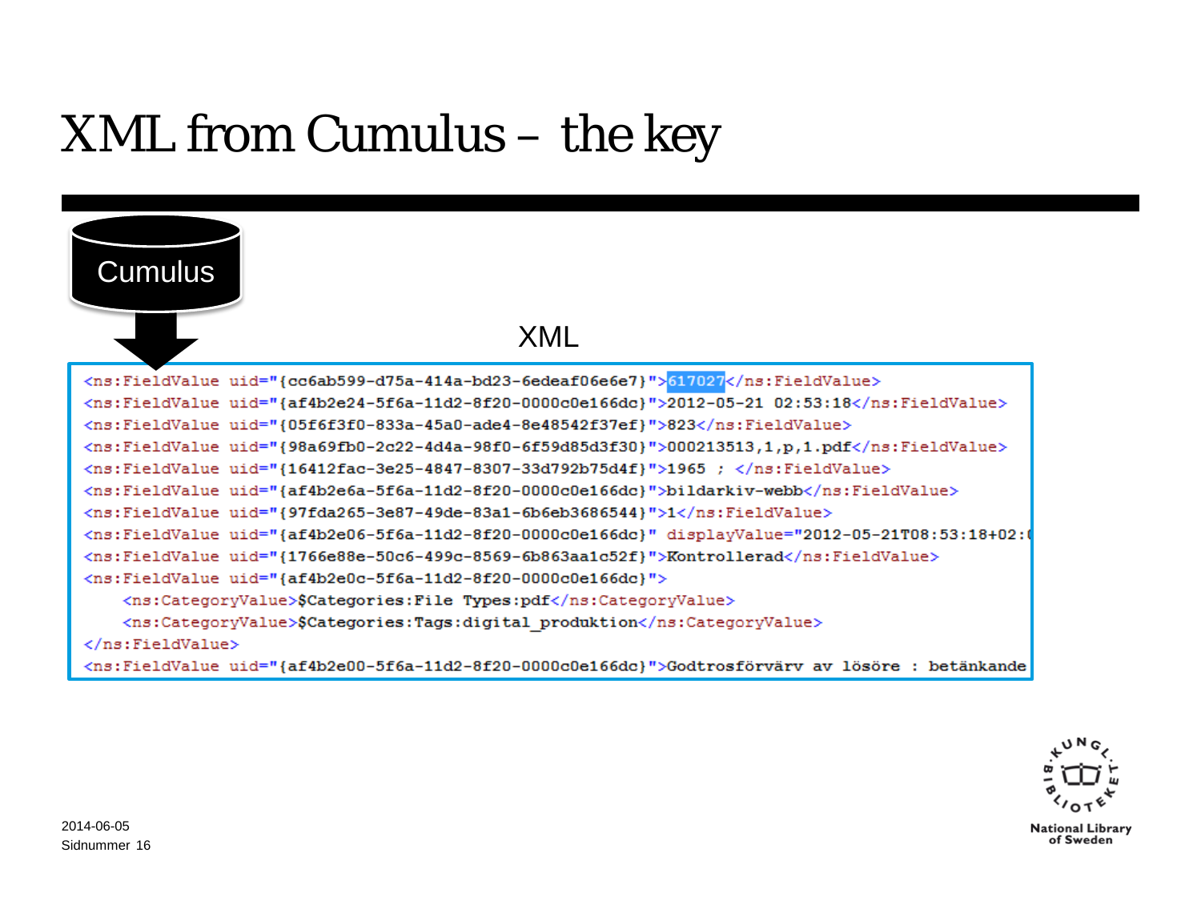# XML from Cumulus – the key

Cumulus

XML

```
<ns:FieldValue uid="{cc6ab599-d75a-414a-bd23-6edeaf06e6e7}">617027</ns:FieldValue>
<ns:FieldValue uid="{af4b2e24-5f6a-11d2-8f20-0000c0e166dc}">2012-05-21 02:53:18</ns:FieldValue>
<ns:FieldValue uid="{05f6f3f0-833a-45a0-ade4-8e48542f37ef}">823</ns:FieldValue>
<ns:FieldValue uid="{98a69fb0-2c22-4d4a-98f0-6f59d85d3f30}">000213513,1,p,1.pdf</ns:FieldValue>
<ns:FieldValue uid="{16412fac-3e25-4847-8307-33d792b75d4f}">1965 ; </ns:FieldValue>
<ns:FieldValue uid="{af4b2e6a-5f6a-11d2-8f20-0000c0e166dc}">bildarkiv-webb</ns:FieldValue>
<ns:FieldValue uid="{97fda265-3e87-49de-83a1-6b6eb3686544}">1</ns:FieldValue>
<ns:FieldValue uid="{af4b2e06-5f6a-11d2-8f20-0000c0e166dc}" displayValue="2012-05-21T08:53:18+02:(
<ns:FieldValue uid="{1766e88e-50c6-499c-8569-6b863aa1c52f}">Kontrollerad</ns:FieldValue>
<ns:FieldValue uid="{af4b2e0c-5f6a-11d2-8f20-0000c0e166dc}">
    <ns:CategoryValue>$Categories:File Types:pdf</ns:CategoryValue>
    <ns:CategoryValue>$Categories:Tags:digital_produktion</ns:CategoryValue>
</ns:FieldValue>
<ns:FieldValue uid="{af4b2e00-5f6a-11d2-8f20-0000c0e166dc}">Godtrosförvärv av lösöre : betänkande
```

2014-06-05

National Library of Sweden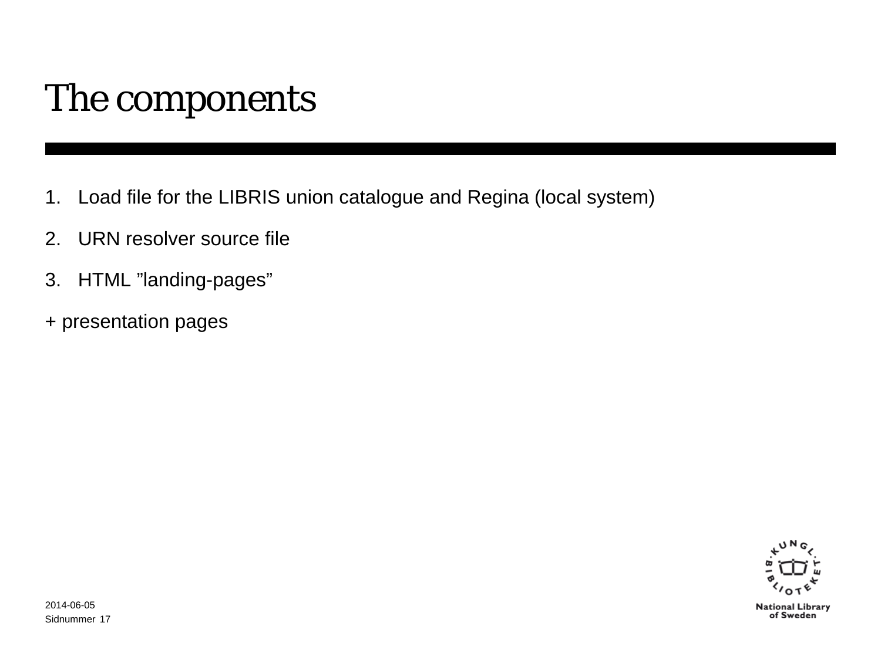# The components

1. Load file for the LIBRIS union catalogue and Regina (local system)
2. URN resolver source file
3. HTML ”landing-pages”

+ presentation pages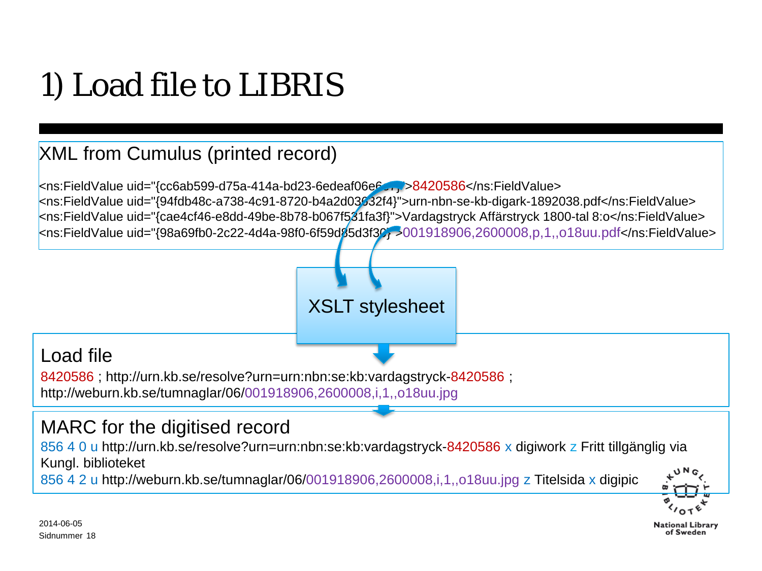# 1) Load file to LIBRIS

## XML from Cumulus (printed record)

```
<ns:FieldValue uid="{cc6ab599-d75a-414a-bd23-6edeaf06e6...}">8420586</ns:FieldValue>
<ns:FieldValue uid="{94fdb48c-a738-4c91-8720-b4a2d03632f4}">urn-nbn-se-kb-digark-1892038.pdf</ns:FieldValue>
<ns:FieldValue uid="{cae4cf46-e8dd-49be-8b78-b067f531fa3f}">Vardagstryck Affärstryck 1800-tal 8:o</ns:FieldValue>
<ns:FieldValue uid="{98a69fb0-2c22-4d4a-98f0-6f59d85d3f30}">001918906,2600008,p,1,,o18uu.pdf</ns:FieldValue>
```

XSLT stylesheet

## Load file

8420586 ; http://urn.kb.se/resolve?urn=urn:nbn:se:kb:vardagstryck-8420586 ; http://weburn.kb.se/tumnaglar/06/001918906,2600008,i,1,,o18uu.jpg

## MARC for the digitised record

856 4 0 u http://urn.kb.se/resolve?urn=urn:nbn:se:kb:vardagstryck-8420586 x digiwork z Fritt tillgänglig via Kungl. biblioteket

856 4 2 u http://weburn.kb.se/tumnaglar/06/001918906,2600008,i,1,,o18uu.jpg z Titelsida x digipic

2014-06-05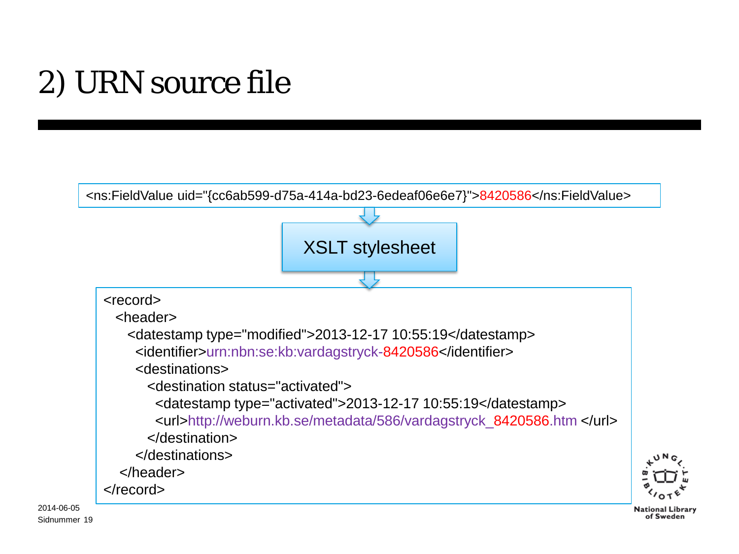# 2) URN source file

```
<ns:FieldValue uid="{cc6ab599-d75a-414a-bd23-6edeaf06e6e7}">8420586</ns:FieldValue>
```

XSLT stylesheet

```
<record>
  <header>
    <datestamp type="modified">2013-12-17 10:55:19</datestamp>
      <identifier>urn:nbn:se:kb:vardagstryck-8420586</identifier>
      <destinations>
        <destination status="activated">
          <datestamp type="activated">2013-12-17 10:55:19</datestamp>
          <url>http://weburn.kb.se/metadata/586/vardagstryck_8420586.htm </url>
        </destination>
      </destinations>
   </header>
</record>
```

2014-06-05

Sidnummer 19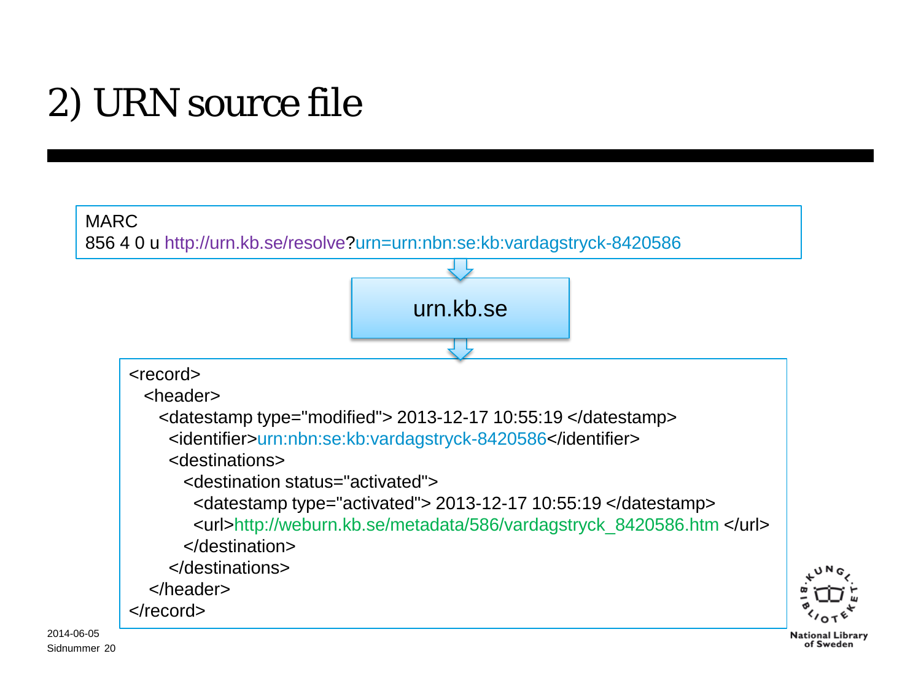# 2) URN source file

MARC
856 4 0 u http://urn.kb.se/resolve?urn=urn:nbn:se:kb:vardagstryck-8420586

urn.kb.se

```
<record>
  <header>
    <datestamp type="modified"> 2013-12-17 10:55:19 </datestamp>
     <identifier>urn:nbn:se:kb:vardagstryck-8420586</identifier>
     <destinations>
       <destination status="activated">
         <datestamp type="activated"> 2013-12-17 10:55:19 </datestamp>
         <url>http://weburn.kb.se/metadata/586/vardagstryck_8420586.htm </url>
       </destination>
     </destinations>
   </header>
</record>
```

2014-06-05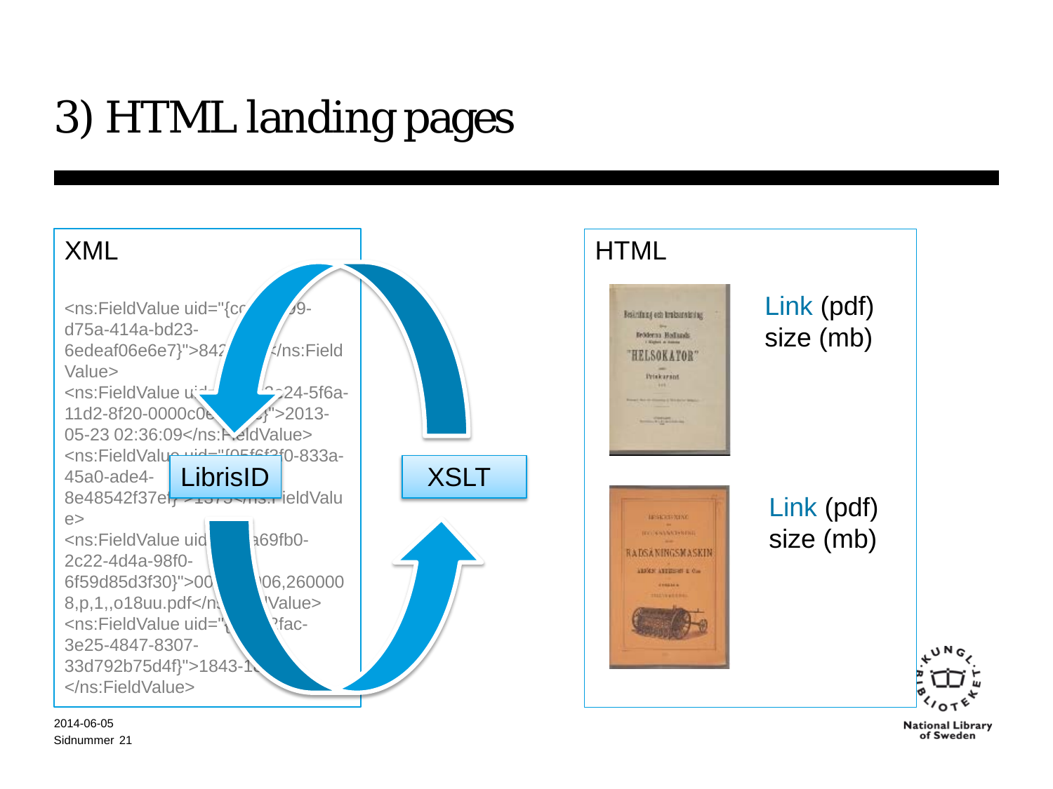# 3) HTML landing pages

XML

<ns:FieldValue uid="{cc 99-d75a-414a-bd23-6edeaf06e6e7}">842 </ns:FieldValue>
<ns:FieldValue ui 2c24-5f6a-11d2-8f20-0000c0e }">2013-05-23 02:36:09</ns:FieldValue>
<ns:FieldValue uid="{05f6f3f0-833a-45a0-ade4-8e48542f37ef}">1375</ns:FieldValue>
<ns:FieldValue uid a69fb0-2c22-4d4a-98f0-6f59d85d3f30}">00 06,2600008,p,1,,o018uu.pdf</ns:FieldValue>
<ns:FieldValue uid="{ ?fac-3e25-4847-8307-33d792b75d4f}">1843-1 </ns:FieldValue>

LibrisID

XSLT

HTML

Link (pdf)
size (mb)

Link (pdf)
size (mb)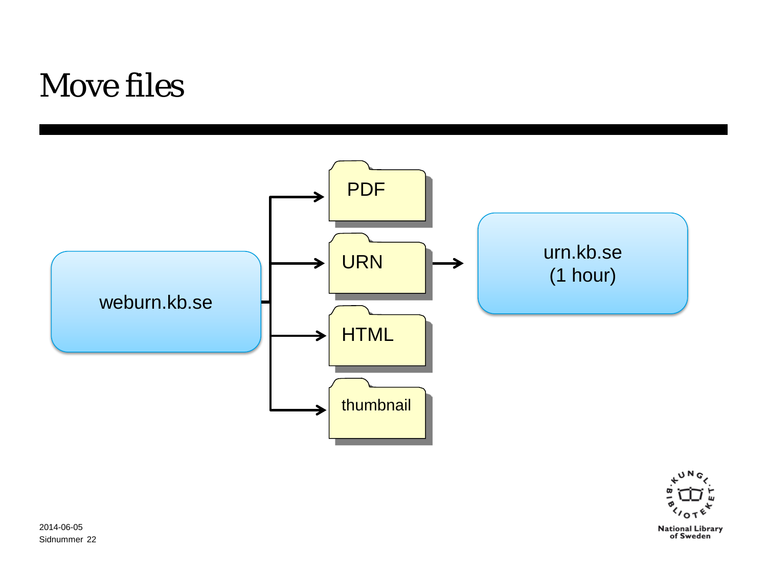# Move files

weburn.kb.se

PDF

URN

HTML

thumbnail

urn.kb.se
(1 hour)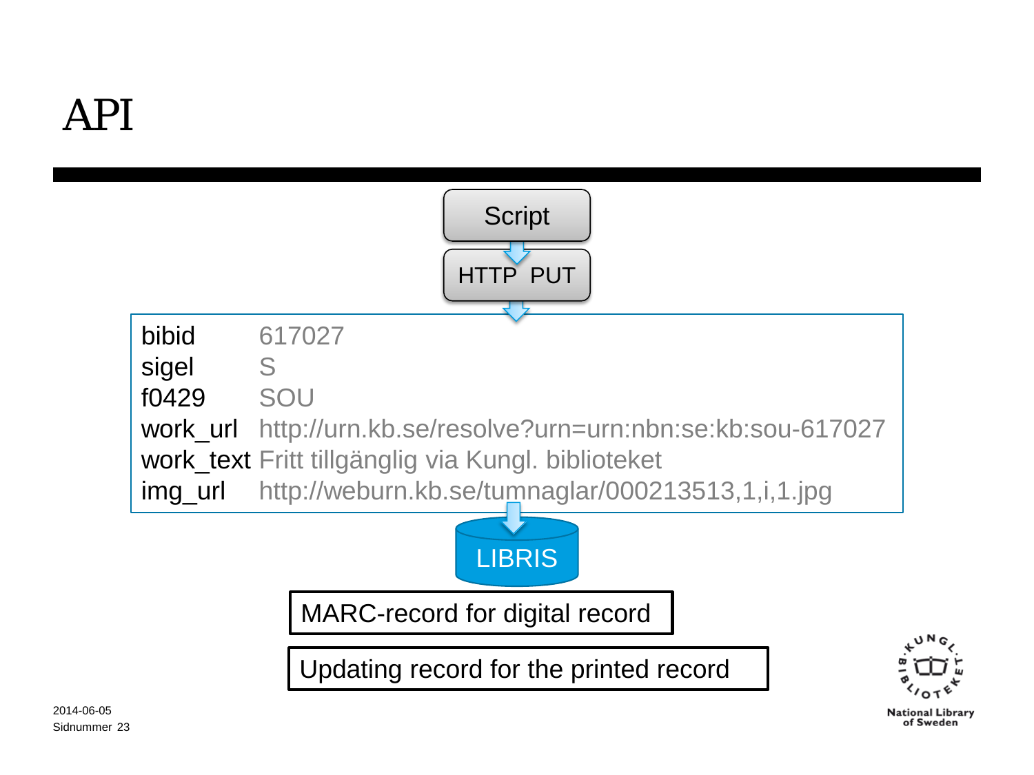# API

Script

HTTP PUT

| | |
|---|---|
| bibid | 617027 |
| sigel | S |
| f0429 | SOU |
| work_url | http://urn.kb.se/resolve?urn=urn:nbn:se:kb:sou-617027 |
| work_text | Fritt tillgänglig via Kungl. biblioteket |
| img_url | http://weburn.kb.se/tumnaglar/000213513,1,i,1.jpg |

LIBRIS

MARC-record for digital record

Updating record for the printed record

2014-06-05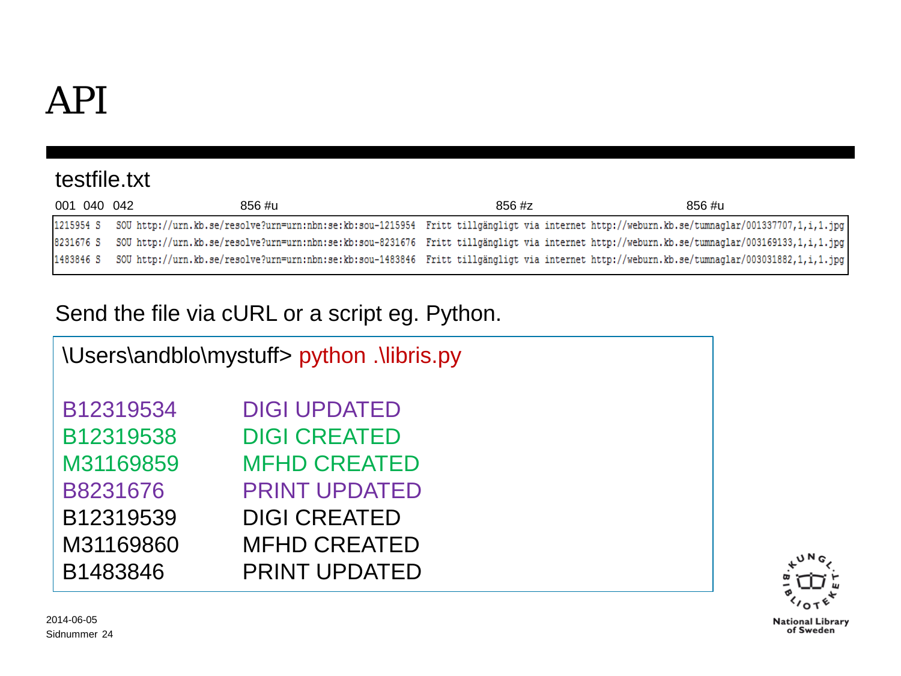# API

testfile.txt

| 001 | 040 | 042 | 856 #u | 856 #z | 856 #u |
|---|---|---|---|---|---|
| 1215954 | S | SOU | http://urn.kb.se/resolve?urn=urn:nbn:se:kb:sou-1215954 | Fritt tillgängligt via internet | http://weburn.kb.se/tumnaglar/001337707,1,i,1.jpg |
| 8231676 | S | SOU | http://urn.kb.se/resolve?urn=urn:nbn:se:kb:sou-8231676 | Fritt tillgängligt via internet | http://weburn.kb.se/tumnaglar/003169133,1,i,1.jpg |
| 1483846 | S | SOU | http://urn.kb.se/resolve?urn=urn:nbn:se:kb:sou-1483846 | Fritt tillgängligt via internet | http://weburn.kb.se/tumnaglar/003031882,1,i,1.jpg |

Send the file via cURL or a script eg. Python.

```
\Users\andblo\mystuff> python .\libris.py

B12319534     DIGI UPDATED
B12319538     DIGI CREATED
M31169859     MFHD CREATED
B8231676      PRINT UPDATED
B12319539     DIGI CREATED
M31169860     MFHD CREATED
B1483846      PRINT UPDATED
```

2014-06-05

National Library of Sweden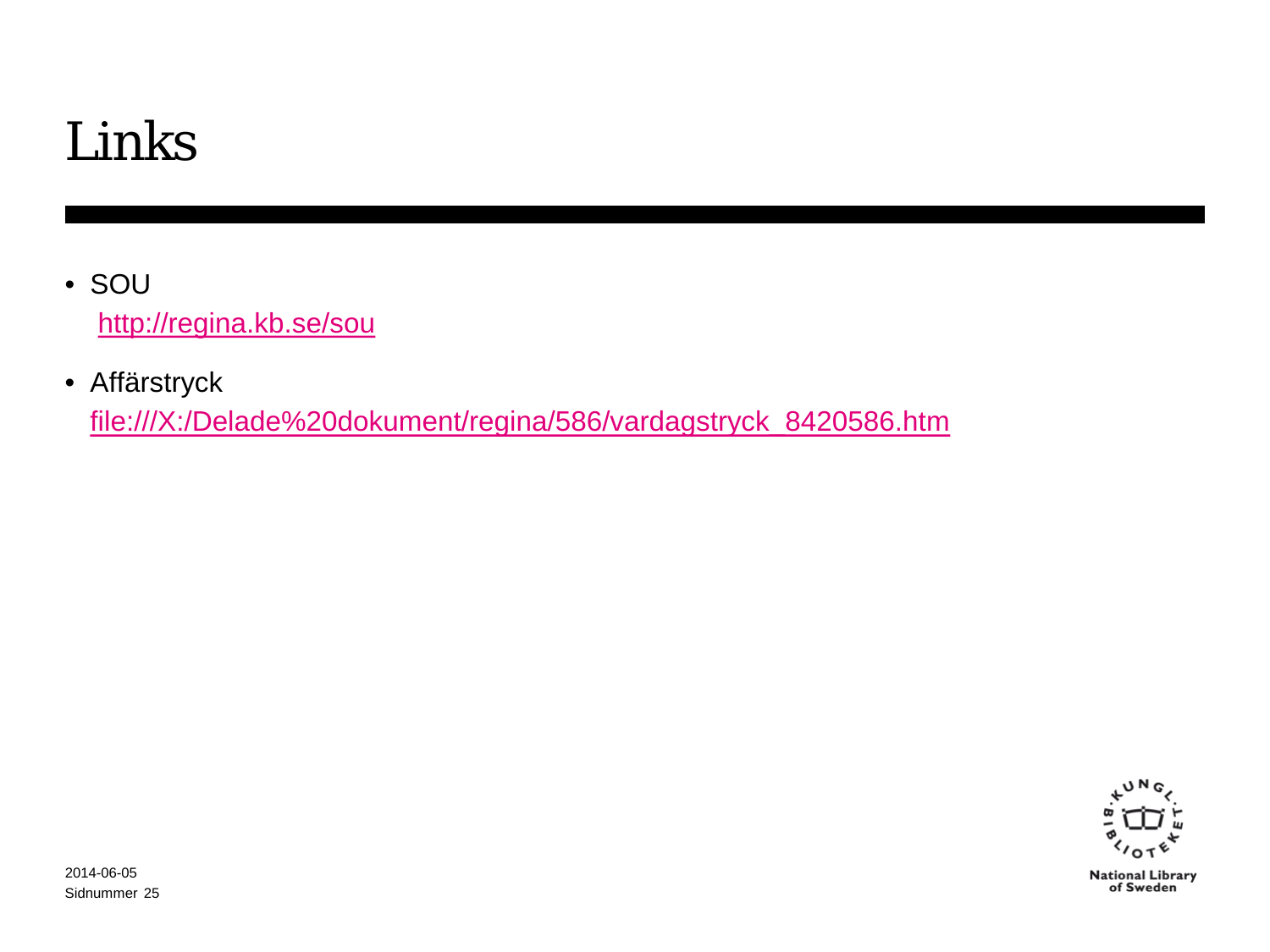# Links

- SOU
  http://regina.kb.se/sou
- Affärstryck
  file:///X:/Delade%20dokument/regina/586/vardagstryck_8420586.htm